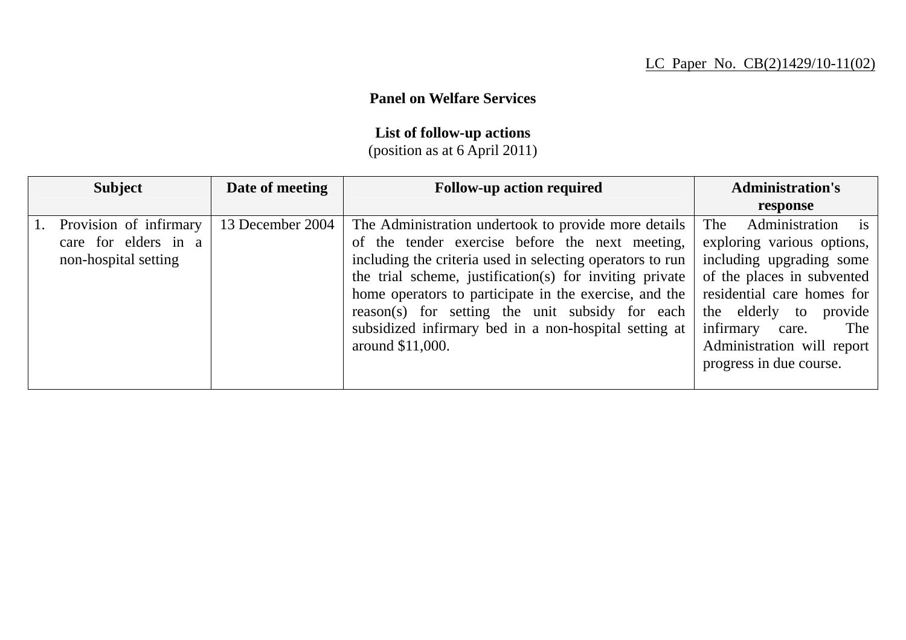LC Paper No. CB(2)1429/10-11(02)

**Panel on Welfare Services**

**List of follow-up actions**
(position as at 6 April 2011)

| Subject | Date of meeting | Follow-up action required | Administration's response |
|---|---|---|---|
| 1. Provision of infirmary care for elders in a non-hospital setting | 13 December 2004 | The Administration undertook to provide more details of the tender exercise before the next meeting, including the criteria used in selecting operators to run the trial scheme, justification(s) for inviting private home operators to participate in the exercise, and the reason(s) for setting the unit subsidy for each subsidized infirmary bed in a non-hospital setting at around $11,000. | The Administration is exploring various options, including upgrading some of the places in subvented residential care homes for the elderly to provide infirmary care. The Administration will report progress in due course. |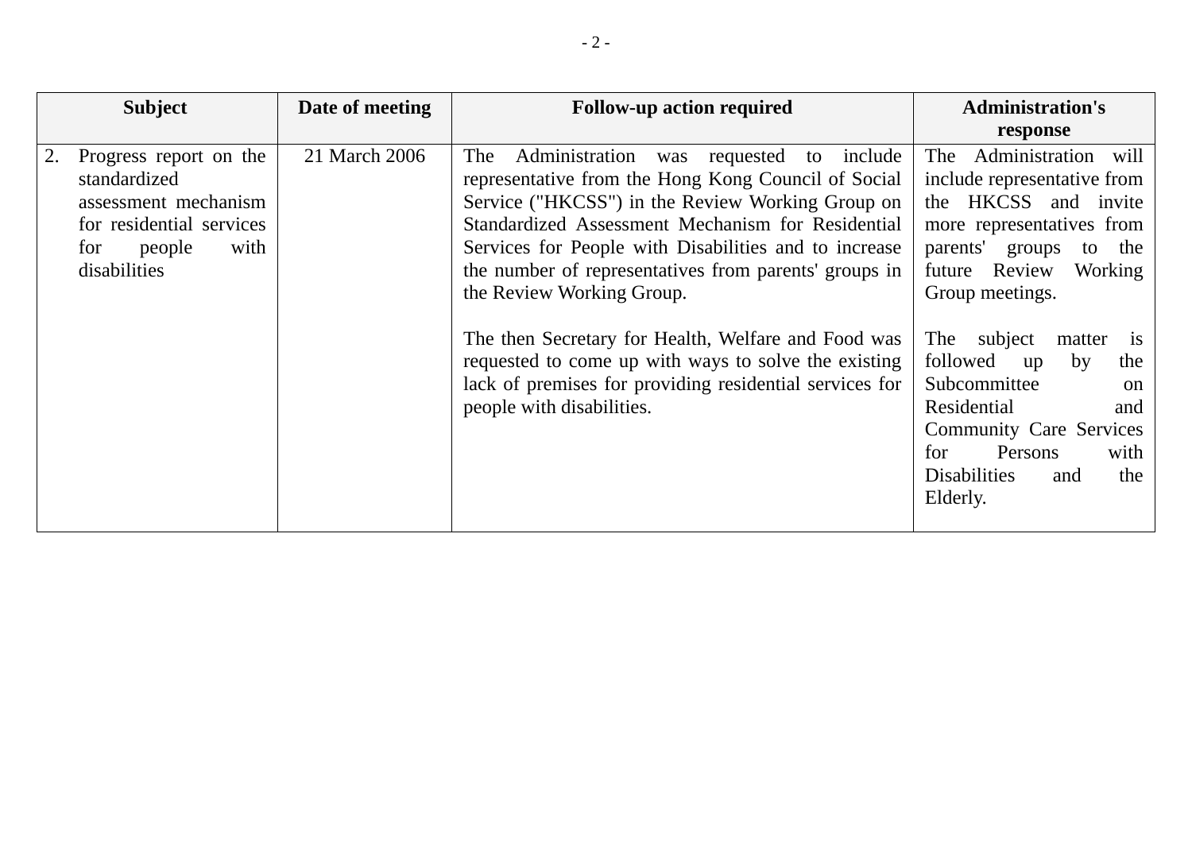| Subject | Date of meeting | Follow-up action required | Administration's response |
|---|---|---|---|
| 2. Progress report on the standardized assessment mechanism for residential services for people with disabilities | 21 March 2006 | The Administration was requested to include representative from the Hong Kong Council of Social Service ("HKCSS") in the Review Working Group on Standardized Assessment Mechanism for Residential Services for People with Disabilities and to increase the number of representatives from parents' groups in the Review Working Group.<br><br>The then Secretary for Health, Welfare and Food was requested to come up with ways to solve the existing lack of premises for providing residential services for people with disabilities. | The Administration will include representative from the HKCSS and invite more representatives from parents' groups to the future Review Working Group meetings.<br><br>The subject matter is followed up by the Subcommittee on Residential and Community Care Services for Persons with Disabilities and the Elderly. |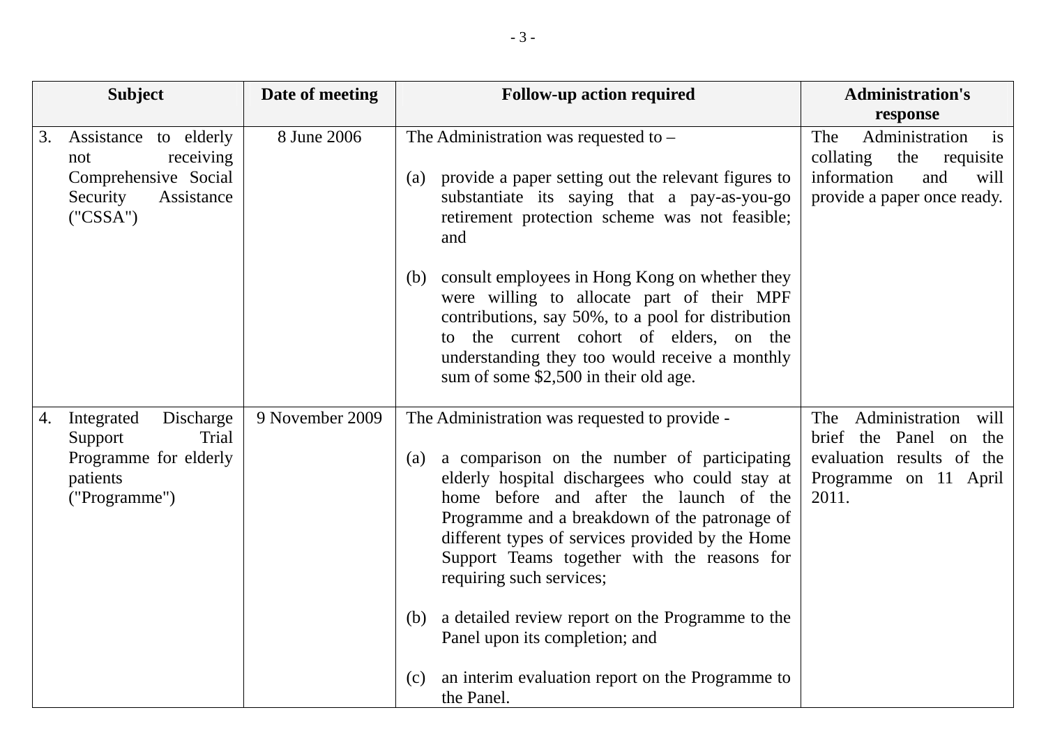| Subject | Date of meeting | Follow-up action required | Administration's response |
|---|---|---|---|
| 3. Assistance to elderly not receiving Comprehensive Social Security Assistance ("CSSA") | 8 June 2006 | The Administration was requested to –<br><br>(a) provide a paper setting out the relevant figures to substantiate its saying that a pay-as-you-go retirement protection scheme was not feasible; and<br><br>(b) consult employees in Hong Kong on whether they were willing to allocate part of their MPF contributions, say 50%, to a pool for distribution to the current cohort of elders, on the understanding they too would receive a monthly sum of some $2,500 in their old age. | The Administration is collating the requisite information and will provide a paper once ready. |
| 4. Integrated Discharge Support Trial Programme for elderly patients ("Programme") | 9 November 2009 | The Administration was requested to provide -<br><br>(a) a comparison on the number of participating elderly hospital dischargees who could stay at home before and after the launch of the Programme and a breakdown of the patronage of different types of services provided by the Home Support Teams together with the reasons for requiring such services;<br><br>(b) a detailed review report on the Programme to the Panel upon its completion; and<br><br>(c) an interim evaluation report on the Programme to the Panel. | The Administration will brief the Panel on the evaluation results of the Programme on 11 April 2011. |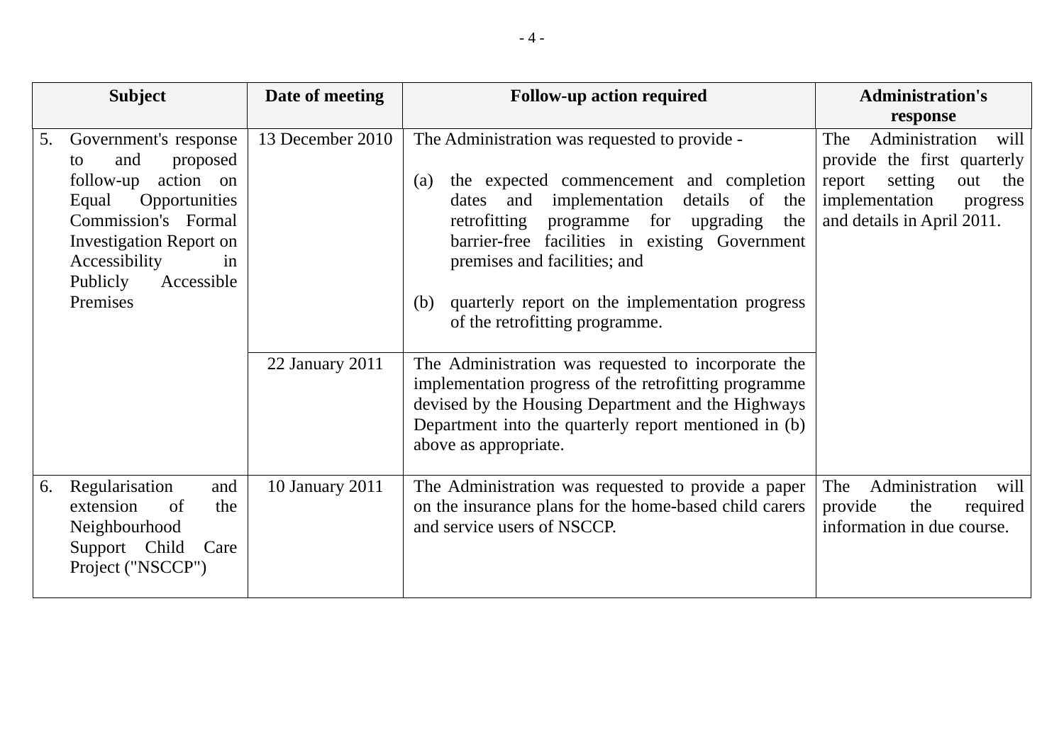| Subject | Date of meeting | Follow-up action required | Administration's response |
|---|---|---|---|
| 5. Government's response to and proposed follow-up action on Equal Opportunities Commission's Formal Investigation Report on Accessibility in Publicly Accessible Premises | 13 December 2010 | The Administration was requested to provide -<br><br>(a) the expected commencement and completion dates and implementation details of the retrofitting programme for upgrading the barrier-free facilities in existing Government premises and facilities; and<br><br>(b) quarterly report on the implementation progress of the retrofitting programme. | The Administration will provide the first quarterly report setting out the implementation progress and details in April 2011. |
| | 22 January 2011 | The Administration was requested to incorporate the implementation progress of the retrofitting programme devised by the Housing Department and the Highways Department into the quarterly report mentioned in (b) above as appropriate. | |
| 6. Regularisation and extension of the Neighbourhood Support Child Care Project ("NSCCP") | 10 January 2011 | The Administration was requested to provide a paper on the insurance plans for the home-based child carers and service users of NSCCP. | The Administration will provide the required information in due course. |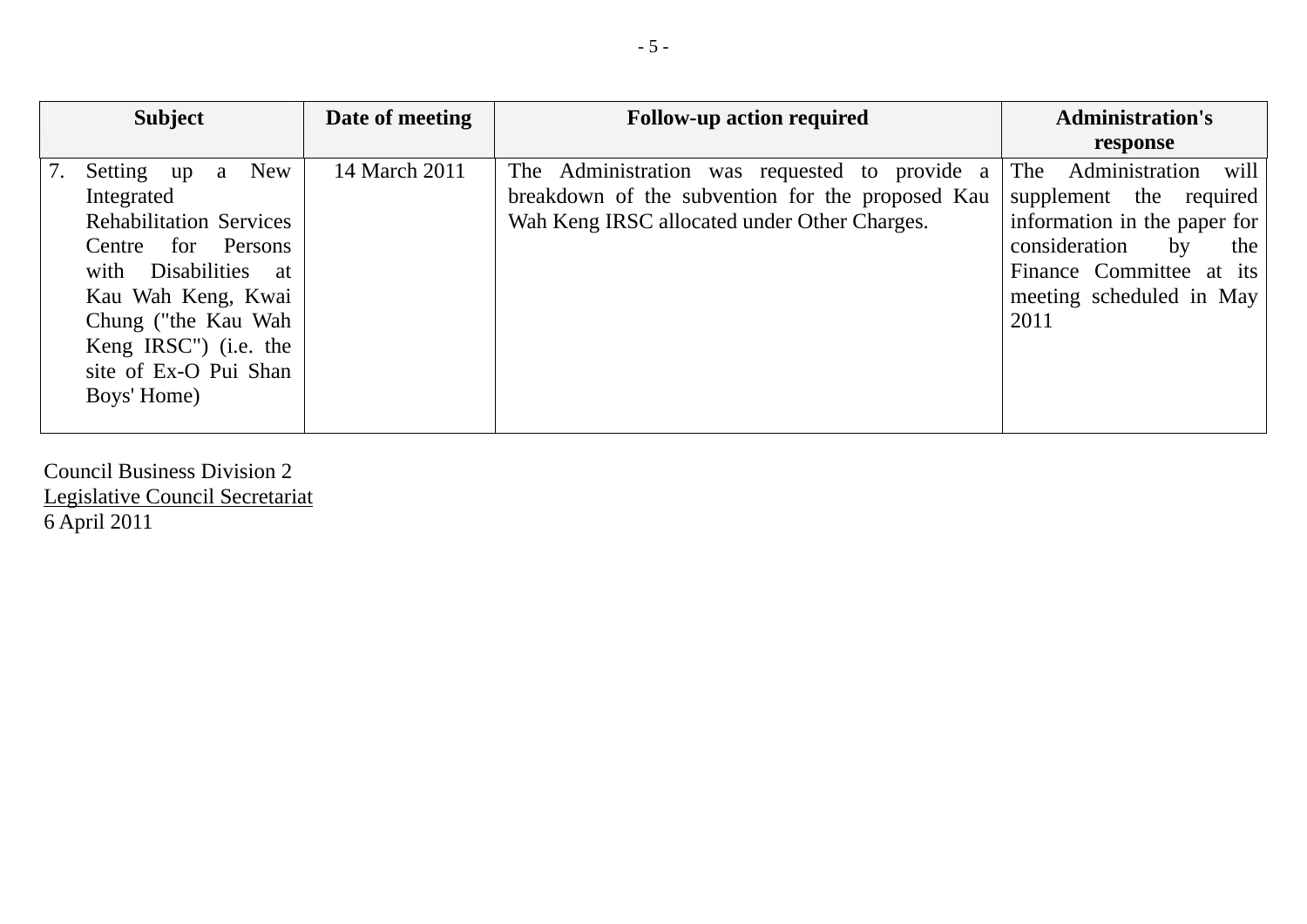| Subject | Date of meeting | Follow-up action required | Administration's response |
|---|---|---|---|
| 7. Setting up a New Integrated Rehabilitation Services Centre for Persons with Disabilities at Kau Wah Keng, Kwai Chung ("the Kau Wah Keng IRSC") (i.e. the site of Ex-O Pui Shan Boys' Home) | 14 March 2011 | The Administration was requested to provide a breakdown of the subvention for the proposed Kau Wah Keng IRSC allocated under Other Charges. | The Administration will supplement the required information in the paper for consideration by the Finance Committee at its meeting scheduled in May 2011 |

Council Business Division 2
Legislative Council Secretariat
6 April 2011